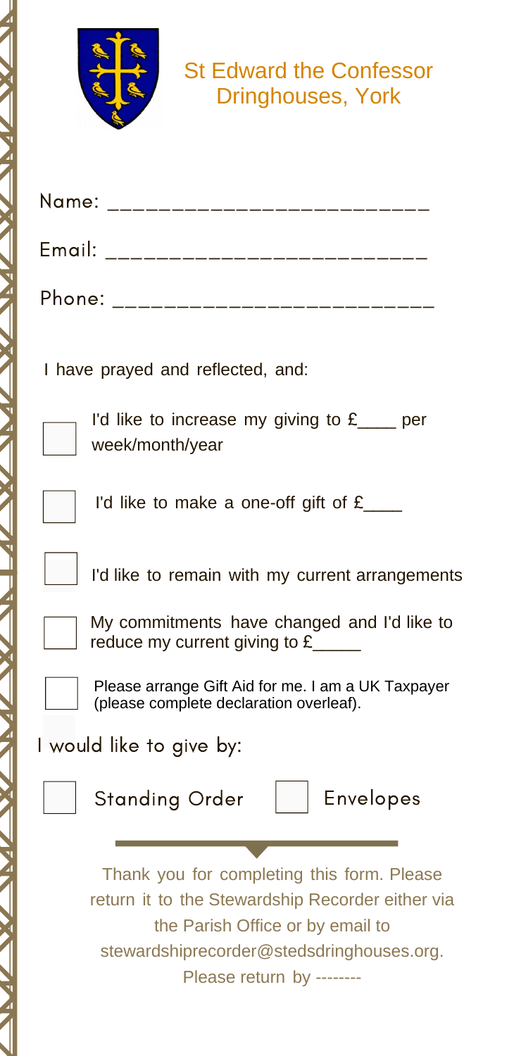# St Edward the Confessor
## Dringhouses, York

Name: _________________________

Email: _________________________

Phone: _________________________

I have prayed and reflected, and:

- [ ] I'd like to increase my giving to £____ per week/month/year
- [ ] I'd like to make a one-off gift of £____
- [ ] I'd like to remain with my current arrangements
- [ ] My commitments have changed and I'd like to reduce my current giving to £_____
- [ ] Please arrange Gift Aid for me. I am a UK Taxpayer (please complete declaration overleaf).

I would like to give by:

- [ ] Standing Order
- [ ] Envelopes

Thank you for completing this form. Please return it to the Stewardship Recorder either via the Parish Office or by email to stewardshiprecorder@stedsdringhouses.org. Please return by --------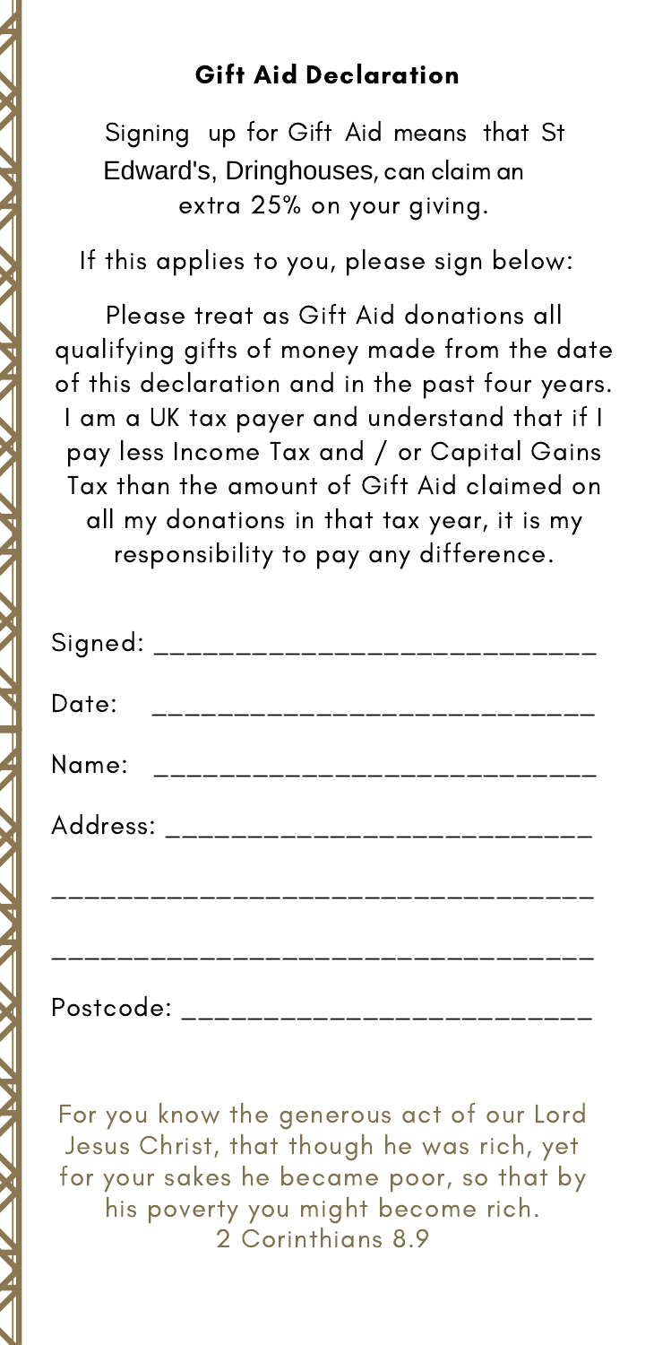## Gift Aid Declaration

Signing up for Gift Aid means that St Edward's, Dringhouses, can claim an extra 25% on your giving.

If this applies to you, please sign below:

Please treat as Gift Aid donations all qualifying gifts of money made from the date of this declaration and in the past four years. I am a UK tax payer and understand that if I pay less Income Tax and / or Capital Gains Tax than the amount of Gift Aid claimed on all my donations in that tax year, it is my responsibility to pay any difference.

Signed: ____________________________

Date: ____________________________

Name: ____________________________

Address: ____________________________

____________________________

____________________________

Postcode: ____________________________

For you know the generous act of our Lord Jesus Christ, that though he was rich, yet for your sakes he became poor, so that by his poverty you might become rich.
2 Corinthians 8.9